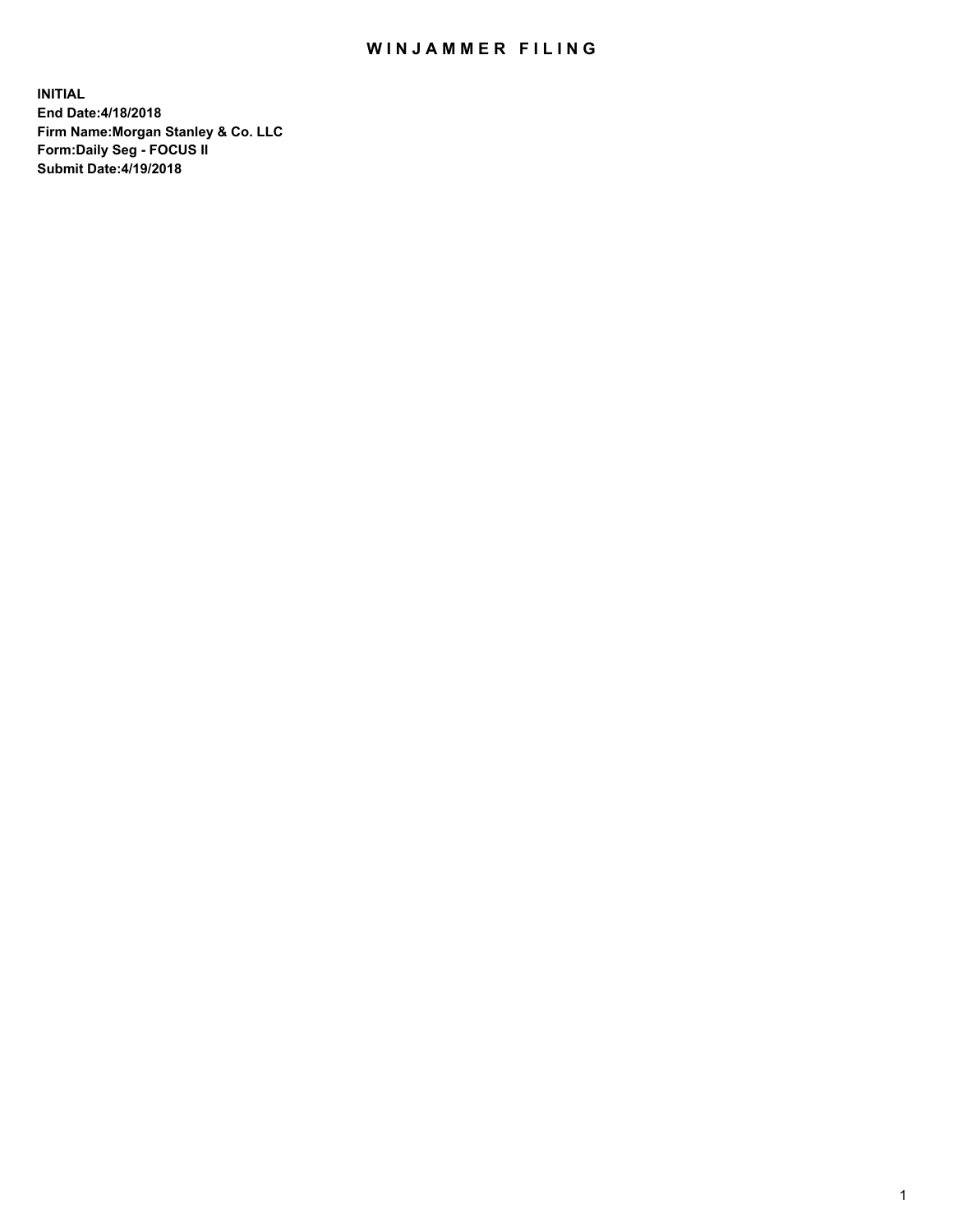# WINJAMMER FILING

**INITIAL**
**End Date:4/18/2018**
**Firm Name:Morgan Stanley & Co. LLC**
**Form:Daily Seg - FOCUS II**
**Submit Date:4/19/2018**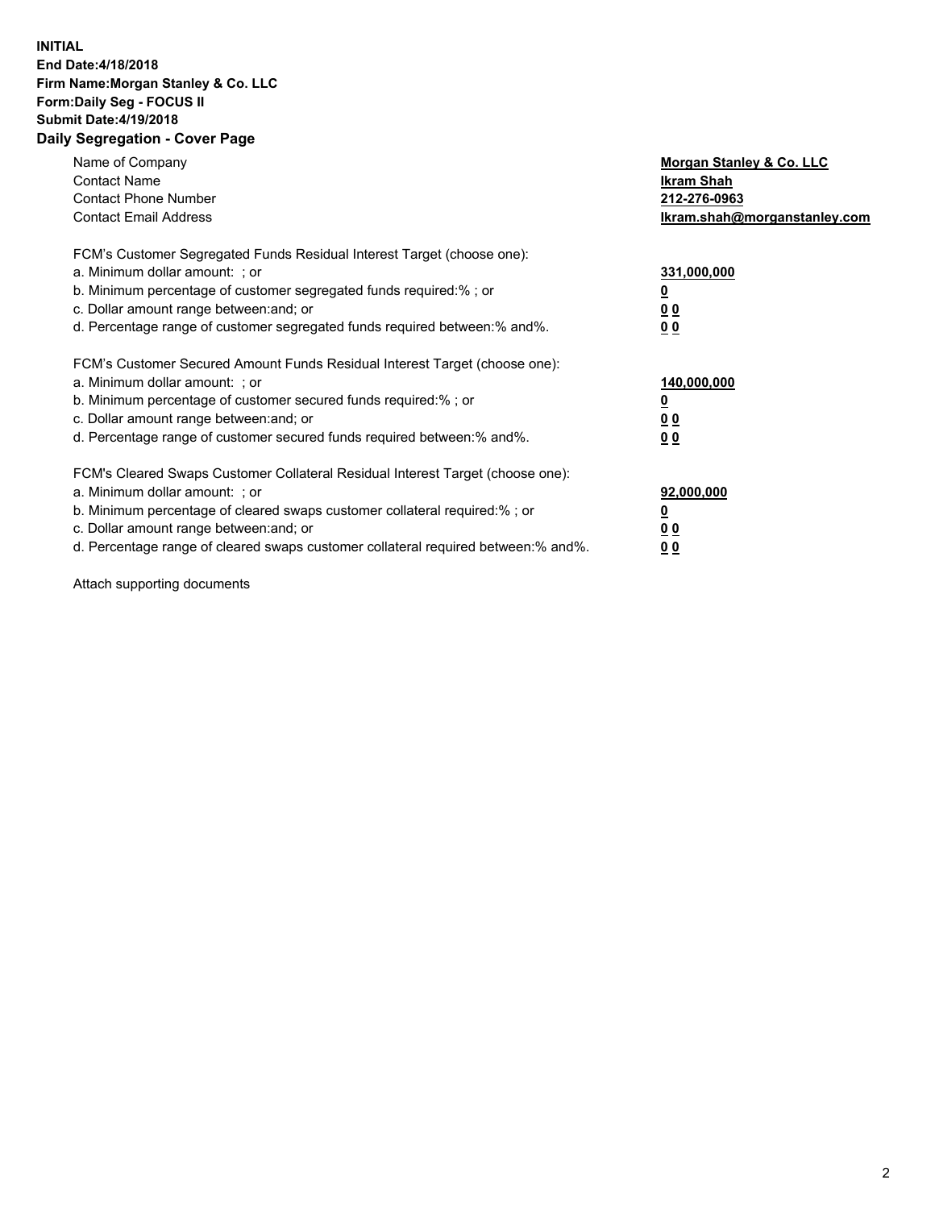**INITIAL**
**End Date:4/18/2018**
**Firm Name:Morgan Stanley & Co. LLC**
**Form:Daily Seg - FOCUS II**
**Submit Date:4/19/2018**

## Daily Segregation - Cover Page

| | |
|---|---|
| Name of Company | **Morgan Stanley & Co. LLC** |
| Contact Name | **Ikram Shah** |
| Contact Phone Number | **212-276-0963** |
| Contact Email Address | **Ikram.shah@morganstanley.com** |

| | |
|---|---|
| FCM's Customer Segregated Funds Residual Interest Target (choose one): | |
| a. Minimum dollar amount: ; or | **331,000,000** |
| b. Minimum percentage of customer segregated funds required:% ; or | **0** |
| c. Dollar amount range between:and; or | **0 0** |
| d. Percentage range of customer segregated funds required between:% and%. | **0 0** |

| | |
|---|---|
| FCM's Customer Secured Amount Funds Residual Interest Target (choose one): | |
| a. Minimum dollar amount: ; or | **140,000,000** |
| b. Minimum percentage of customer secured funds required:% ; or | **0** |
| c. Dollar amount range between:and; or | **0 0** |
| d. Percentage range of customer secured funds required between:% and%. | **0 0** |

| | |
|---|---|
| FCM's Cleared Swaps Customer Collateral Residual Interest Target (choose one): | |
| a. Minimum dollar amount: ; or | **92,000,000** |
| b. Minimum percentage of cleared swaps customer collateral required:% ; or | **0** |
| c. Dollar amount range between:and; or | **0 0** |
| d. Percentage range of cleared swaps customer collateral required between:% and%. | **0 0** |

Attach supporting documents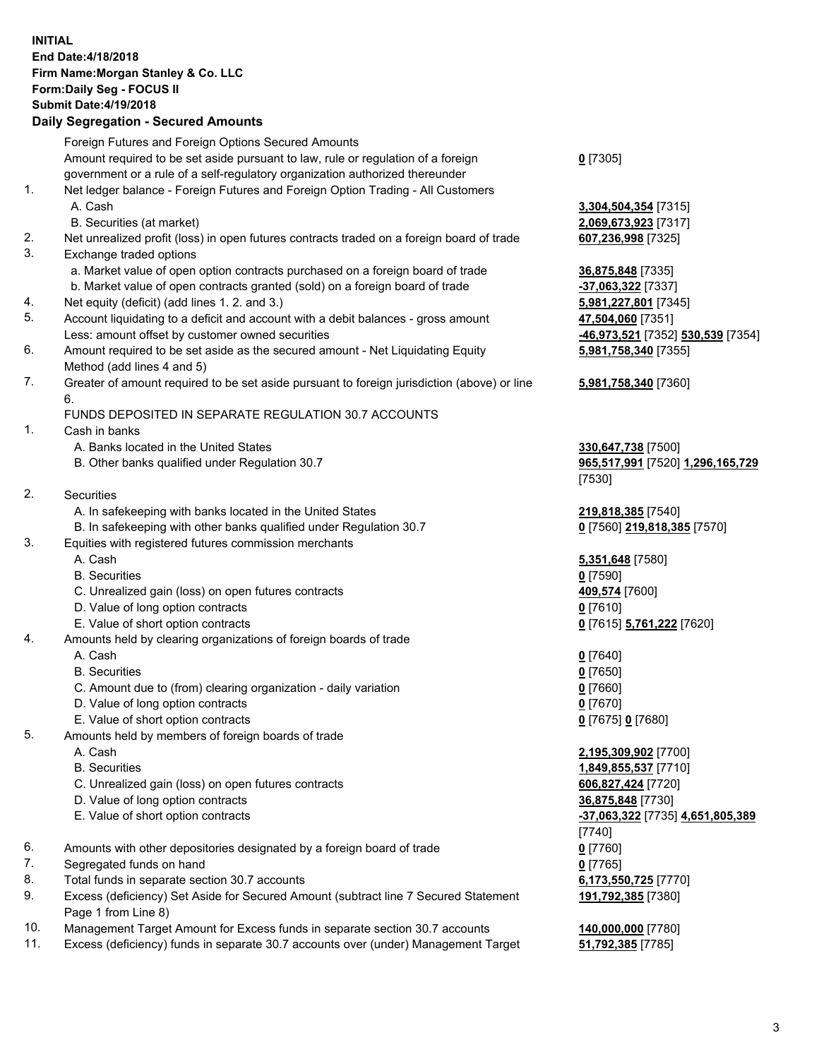**INITIAL**
**End Date:4/18/2018**
**Firm Name:Morgan Stanley & Co. LLC**
**Form:Daily Seg - FOCUS II**
**Submit Date:4/19/2018**

**Daily Segregation - Secured Amounts**

| | | |
|---|---|---|
| | Foreign Futures and Foreign Options Secured Amounts | |
| | Amount required to be set aside pursuant to law, rule or regulation of a foreign government or a rule of a self-regulatory organization authorized thereunder | **0** [7305] |
| 1. | Net ledger balance - Foreign Futures and Foreign Option Trading - All Customers | |
| | A. Cash | **3,304,504,354** [7315] |
| | B. Securities (at market) | **2,069,673,923** [7317] |
| 2. | Net unrealized profit (loss) in open futures contracts traded on a foreign board of trade | **607,236,998** [7325] |
| 3. | Exchange traded options | |
| | a. Market value of open option contracts purchased on a foreign board of trade | **36,875,848** [7335] |
| | b. Market value of open contracts granted (sold) on a foreign board of trade | **-37,063,322** [7337] |
| 4. | Net equity (deficit) (add lines 1. 2. and 3.) | **5,981,227,801** [7345] |
| 5. | Account liquidating to a deficit and account with a debit balances - gross amount | **47,504,060** [7351] |
| | Less: amount offset by customer owned securities | **-46,973,521** [7352] **530,539** [7354] |
| 6. | Amount required to be set aside as the secured amount - Net Liquidating Equity Method (add lines 4 and 5) | **5,981,758,340** [7355] |
| 7. | Greater of amount required to be set aside pursuant to foreign jurisdiction (above) or line 6. | **5,981,758,340** [7360] |
| | FUNDS DEPOSITED IN SEPARATE REGULATION 30.7 ACCOUNTS | |
| 1. | Cash in banks | |
| | A. Banks located in the United States | **330,647,738** [7500] |
| | B. Other banks qualified under Regulation 30.7 | **965,517,991** [7520] **1,296,165,729** [7530] |
| 2. | Securities | |
| | A. In safekeeping with banks located in the United States | **219,818,385** [7540] |
| | B. In safekeeping with other banks qualified under Regulation 30.7 | **0** [7560] **219,818,385** [7570] |
| 3. | Equities with registered futures commission merchants | |
| | A. Cash | **5,351,648** [7580] |
| | B. Securities | **0** [7590] |
| | C. Unrealized gain (loss) on open futures contracts | **409,574** [7600] |
| | D. Value of long option contracts | **0** [7610] |
| | E. Value of short option contracts | **0** [7615] **5,761,222** [7620] |
| 4. | Amounts held by clearing organizations of foreign boards of trade | |
| | A. Cash | **0** [7640] |
| | B. Securities | **0** [7650] |
| | C. Amount due to (from) clearing organization - daily variation | **0** [7660] |
| | D. Value of long option contracts | **0** [7670] |
| | E. Value of short option contracts | **0** [7675] **0** [7680] |
| 5. | Amounts held by members of foreign boards of trade | |
| | A. Cash | **2,195,309,902** [7700] |
| | B. Securities | **1,849,855,537** [7710] |
| | C. Unrealized gain (loss) on open futures contracts | **606,827,424** [7720] |
| | D. Value of long option contracts | **36,875,848** [7730] |
| | E. Value of short option contracts | **-37,063,322** [7735] **4,651,805,389** [7740] |
| 6. | Amounts with other depositories designated by a foreign board of trade | **0** [7760] |
| 7. | Segregated funds on hand | **0** [7765] |
| 8. | Total funds in separate section 30.7 accounts | **6,173,550,725** [7770] |
| 9. | Excess (deficiency) Set Aside for Secured Amount (subtract line 7 Secured Statement Page 1 from Line 8) | **191,792,385** [7380] |
| 10. | Management Target Amount for Excess funds in separate section 30.7 accounts | **140,000,000** [7780] |
| 11. | Excess (deficiency) funds in separate 30.7 accounts over (under) Management Target | **51,792,385** [7785] |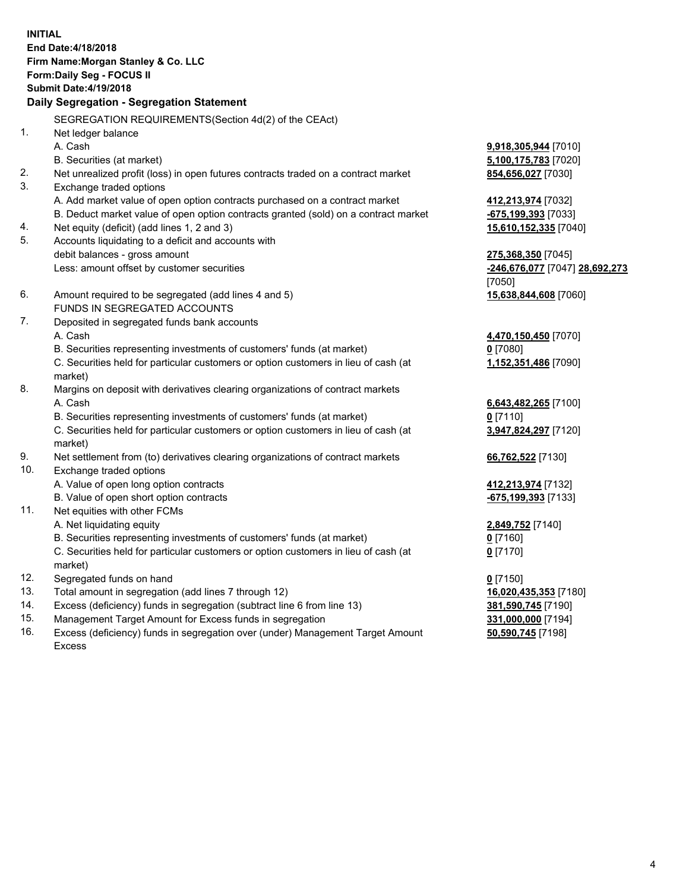**INITIAL**
**End Date:4/18/2018**
**Firm Name:Morgan Stanley & Co. LLC**
**Form:Daily Seg - FOCUS II**
**Submit Date:4/19/2018**

**Daily Segregation - Segregation Statement**

SEGREGATION REQUIREMENTS(Section 4d(2) of the CEAct)

| | | |
|---|---|---|
| 1. | Net ledger balance | |
| | A. Cash | **9,918,305,944** [7010] |
| | B. Securities (at market) | **5,100,175,783** [7020] |
| 2. | Net unrealized profit (loss) in open futures contracts traded on a contract market | **854,656,027** [7030] |
| 3. | Exchange traded options | |
| | A. Add market value of open option contracts purchased on a contract market | **412,213,974** [7032] |
| | B. Deduct market value of open option contracts granted (sold) on a contract market | **-675,199,393** [7033] |
| 4. | Net equity (deficit) (add lines 1, 2 and 3) | **15,610,152,335** [7040] |
| 5. | Accounts liquidating to a deficit and accounts with debit balances - gross amount | **275,368,350** [7045] |
| | Less: amount offset by customer securities | **-246,676,077** [7047] **28,692,273** [7050] |
| 6. | Amount required to be segregated (add lines 4 and 5) | **15,638,844,608** [7060] |
| | FUNDS IN SEGREGATED ACCOUNTS | |
| 7. | Deposited in segregated funds bank accounts | |
| | A. Cash | **4,470,150,450** [7070] |
| | B. Securities representing investments of customers' funds (at market) | **0** [7080] |
| | C. Securities held for particular customers or option customers in lieu of cash (at market) | **1,152,351,486** [7090] |
| 8. | Margins on deposit with derivatives clearing organizations of contract markets | |
| | A. Cash | **6,643,482,265** [7100] |
| | B. Securities representing investments of customers' funds (at market) | **0** [7110] |
| | C. Securities held for particular customers or option customers in lieu of cash (at market) | **3,947,824,297** [7120] |
| 9. | Net settlement from (to) derivatives clearing organizations of contract markets | **66,762,522** [7130] |
| 10. | Exchange traded options | |
| | A. Value of open long option contracts | **412,213,974** [7132] |
| | B. Value of open short option contracts | **-675,199,393** [7133] |
| 11. | Net equities with other FCMs | |
| | A. Net liquidating equity | **2,849,752** [7140] |
| | B. Securities representing investments of customers' funds (at market) | **0** [7160] |
| | C. Securities held for particular customers or option customers in lieu of cash (at market) | **0** [7170] |
| 12. | Segregated funds on hand | **0** [7150] |
| 13. | Total amount in segregation (add lines 7 through 12) | **16,020,435,353** [7180] |
| 14. | Excess (deficiency) funds in segregation (subtract line 6 from line 13) | **381,590,745** [7190] |
| 15. | Management Target Amount for Excess funds in segregation | **331,000,000** [7194] |
| 16. | Excess (deficiency) funds in segregation over (under) Management Target Amount Excess | **50,590,745** [7198] |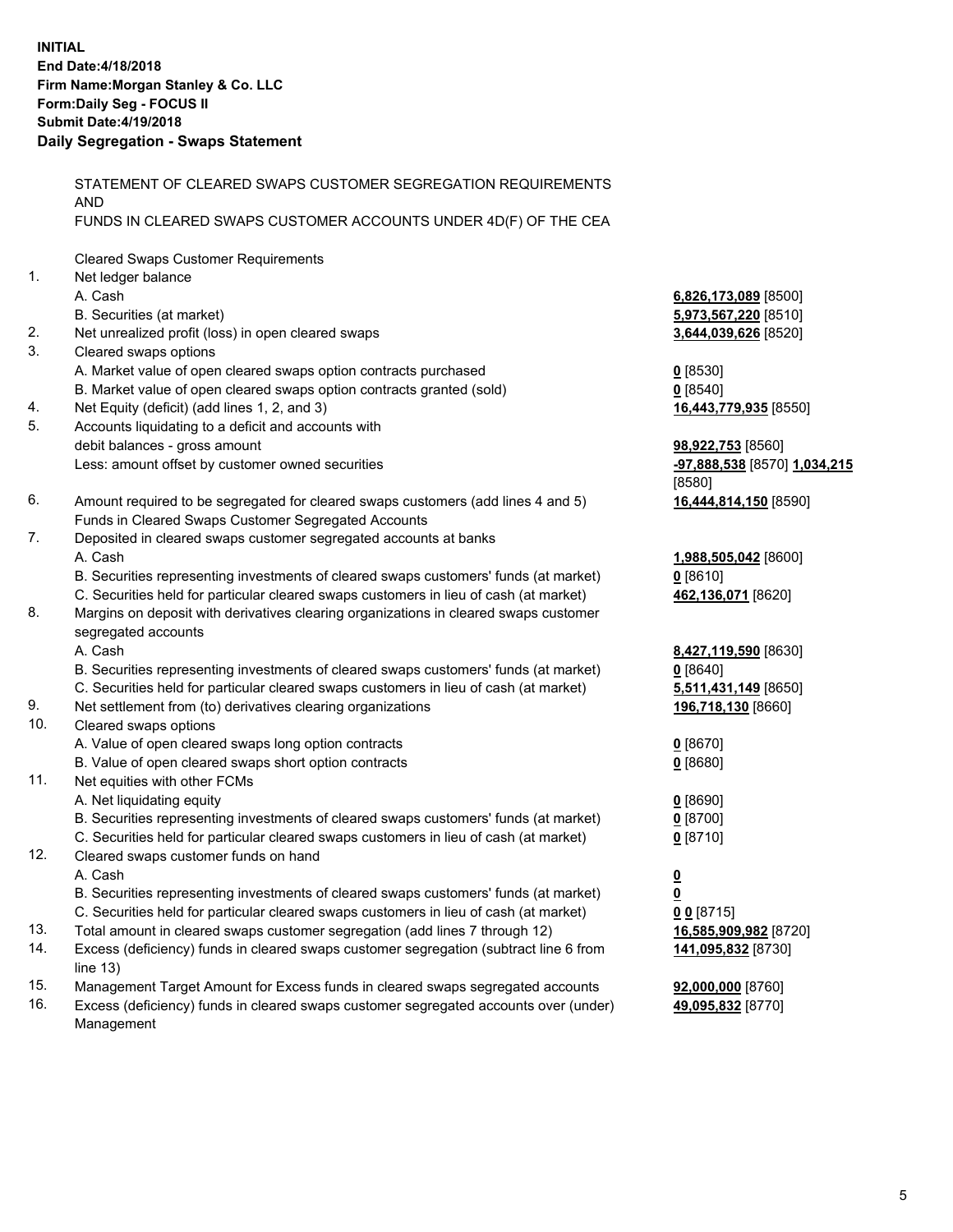**INITIAL**
**End Date:4/18/2018**
**Firm Name:Morgan Stanley & Co. LLC**
**Form:Daily Seg - FOCUS II**
**Submit Date:4/19/2018**
**Daily Segregation - Swaps Statement**

STATEMENT OF CLEARED SWAPS CUSTOMER SEGREGATION REQUIREMENTS AND FUNDS IN CLEARED SWAPS CUSTOMER ACCOUNTS UNDER 4D(F) OF THE CEA

| | | |
|---|---|---|
| | Cleared Swaps Customer Requirements | |
| 1. | Net ledger balance | |
| | A. Cash | **6,826,173,089** [8500] |
| | B. Securities (at market) | **5,973,567,220** [8510] |
| 2. | Net unrealized profit (loss) in open cleared swaps | **3,644,039,626** [8520] |
| 3. | Cleared swaps options | |
| | A. Market value of open cleared swaps option contracts purchased | **0** [8530] |
| | B. Market value of open cleared swaps option contracts granted (sold) | **0** [8540] |
| 4. | Net Equity (deficit) (add lines 1, 2, and 3) | **16,443,779,935** [8550] |
| 5. | Accounts liquidating to a deficit and accounts with debit balances - gross amount | **98,922,753** [8560] |
| | Less: amount offset by customer owned securities | **-97,888,538** [8570] **1,034,215** [8580] |
| 6. | Amount required to be segregated for cleared swaps customers (add lines 4 and 5) | **16,444,814,150** [8590] |
| | Funds in Cleared Swaps Customer Segregated Accounts | |
| 7. | Deposited in cleared swaps customer segregated accounts at banks | |
| | A. Cash | **1,988,505,042** [8600] |
| | B. Securities representing investments of cleared swaps customers' funds (at market) | **0** [8610] |
| | C. Securities held for particular cleared swaps customers in lieu of cash (at market) | **462,136,071** [8620] |
| 8. | Margins on deposit with derivatives clearing organizations in cleared swaps customer segregated accounts | |
| | A. Cash | **8,427,119,590** [8630] |
| | B. Securities representing investments of cleared swaps customers' funds (at market) | **0** [8640] |
| | C. Securities held for particular cleared swaps customers in lieu of cash (at market) | **5,511,431,149** [8650] |
| 9. | Net settlement from (to) derivatives clearing organizations | **196,718,130** [8660] |
| 10. | Cleared swaps options | |
| | A. Value of open cleared swaps long option contracts | **0** [8670] |
| | B. Value of open cleared swaps short option contracts | **0** [8680] |
| 11. | Net equities with other FCMs | |
| | A. Net liquidating equity | **0** [8690] |
| | B. Securities representing investments of cleared swaps customers' funds (at market) | **0** [8700] |
| | C. Securities held for particular cleared swaps customers in lieu of cash (at market) | **0** [8710] |
| 12. | Cleared swaps customer funds on hand | |
| | A. Cash | **0** |
| | B. Securities representing investments of cleared swaps customers' funds (at market) | **0** |
| | C. Securities held for particular cleared swaps customers in lieu of cash (at market) | **0** **0** [8715] |
| 13. | Total amount in cleared swaps customer segregation (add lines 7 through 12) | **16,585,909,982** [8720] |
| 14. | Excess (deficiency) funds in cleared swaps customer segregation (subtract line 6 from line 13) | **141,095,832** [8730] |
| 15. | Management Target Amount for Excess funds in cleared swaps segregated accounts | **92,000,000** [8760] |
| 16. | Excess (deficiency) funds in cleared swaps customer segregated accounts over (under) Management | **49,095,832** [8770] |